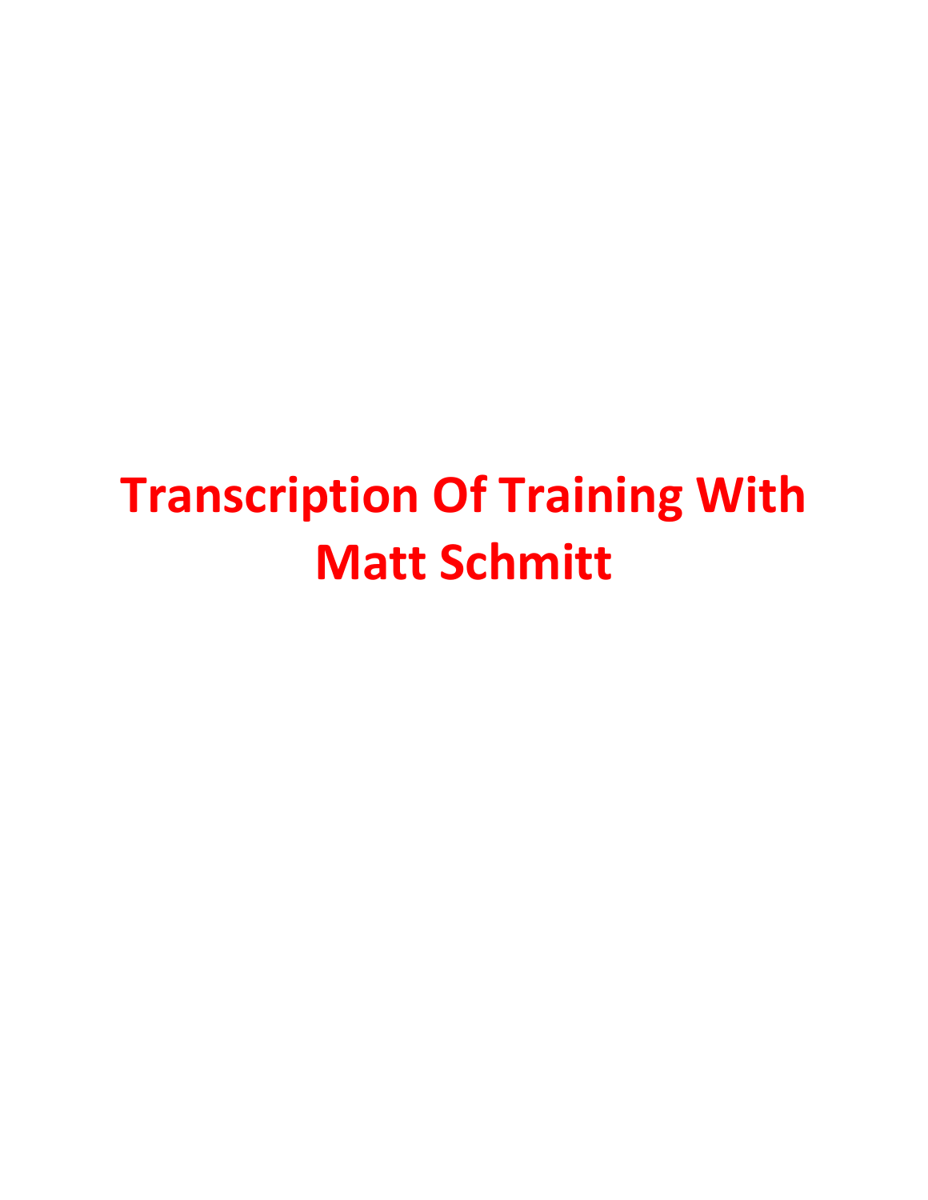# Transcription Of Training With Matt Schmitt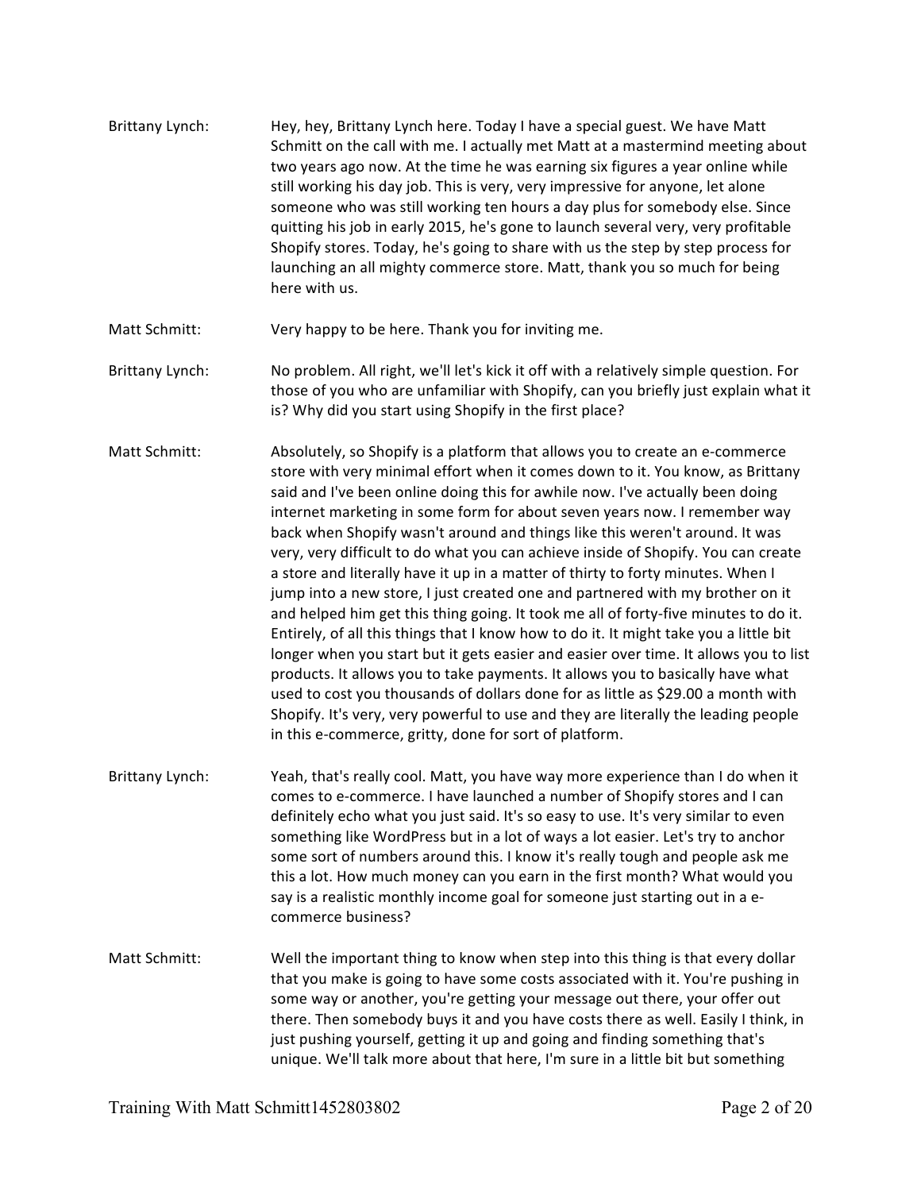**Brittany Lynch:** Hey, hey, Brittany Lynch here. Today I have a special guest. We have Matt Schmitt on the call with me. I actually met Matt at a mastermind meeting about two years ago now. At the time he was earning six figures a year online while still working his day job. This is very, very impressive for anyone, let alone someone who was still working ten hours a day plus for somebody else. Since quitting his job in early 2015, he's gone to launch several very, very profitable Shopify stores. Today, he's going to share with us the step by step process for launching an all mighty commerce store. Matt, thank you so much for being here with us.

**Matt Schmitt:** Very happy to be here. Thank you for inviting me.

**Brittany Lynch:** No problem. All right, we'll let's kick it off with a relatively simple question. For those of you who are unfamiliar with Shopify, can you briefly just explain what it is? Why did you start using Shopify in the first place?

**Matt Schmitt:** Absolutely, so Shopify is a platform that allows you to create an e-commerce store with very minimal effort when it comes down to it. You know, as Brittany said and I've been online doing this for awhile now. I've actually been doing internet marketing in some form for about seven years now. I remember way back when Shopify wasn't around and things like this weren't around. It was very, very difficult to do what you can achieve inside of Shopify. You can create a store and literally have it up in a matter of thirty to forty minutes. When I jump into a new store, I just created one and partnered with my brother on it and helped him get this thing going. It took me all of forty-five minutes to do it. Entirely, of all this things that I know how to do it. It might take you a little bit longer when you start but it gets easier and easier over time. It allows you to list products. It allows you to take payments. It allows you to basically have what used to cost you thousands of dollars done for as little as $29.00 a month with Shopify. It's very, very powerful to use and they are literally the leading people in this e-commerce, gritty, done for sort of platform.

**Brittany Lynch:** Yeah, that's really cool. Matt, you have way more experience than I do when it comes to e-commerce. I have launched a number of Shopify stores and I can definitely echo what you just said. It's so easy to use. It's very similar to even something like WordPress but in a lot of ways a lot easier. Let's try to anchor some sort of numbers around this. I know it's really tough and people ask me this a lot. How much money can you earn in the first month? What would you say is a realistic monthly income goal for someone just starting out in a e-commerce business?

**Matt Schmitt:** Well the important thing to know when step into this thing is that every dollar that you make is going to have some costs associated with it. You're pushing in some way or another, you're getting your message out there, your offer out there. Then somebody buys it and you have costs there as well. Easily I think, in just pushing yourself, getting it up and going and finding something that's unique. We'll talk more about that here, I'm sure in a little bit but something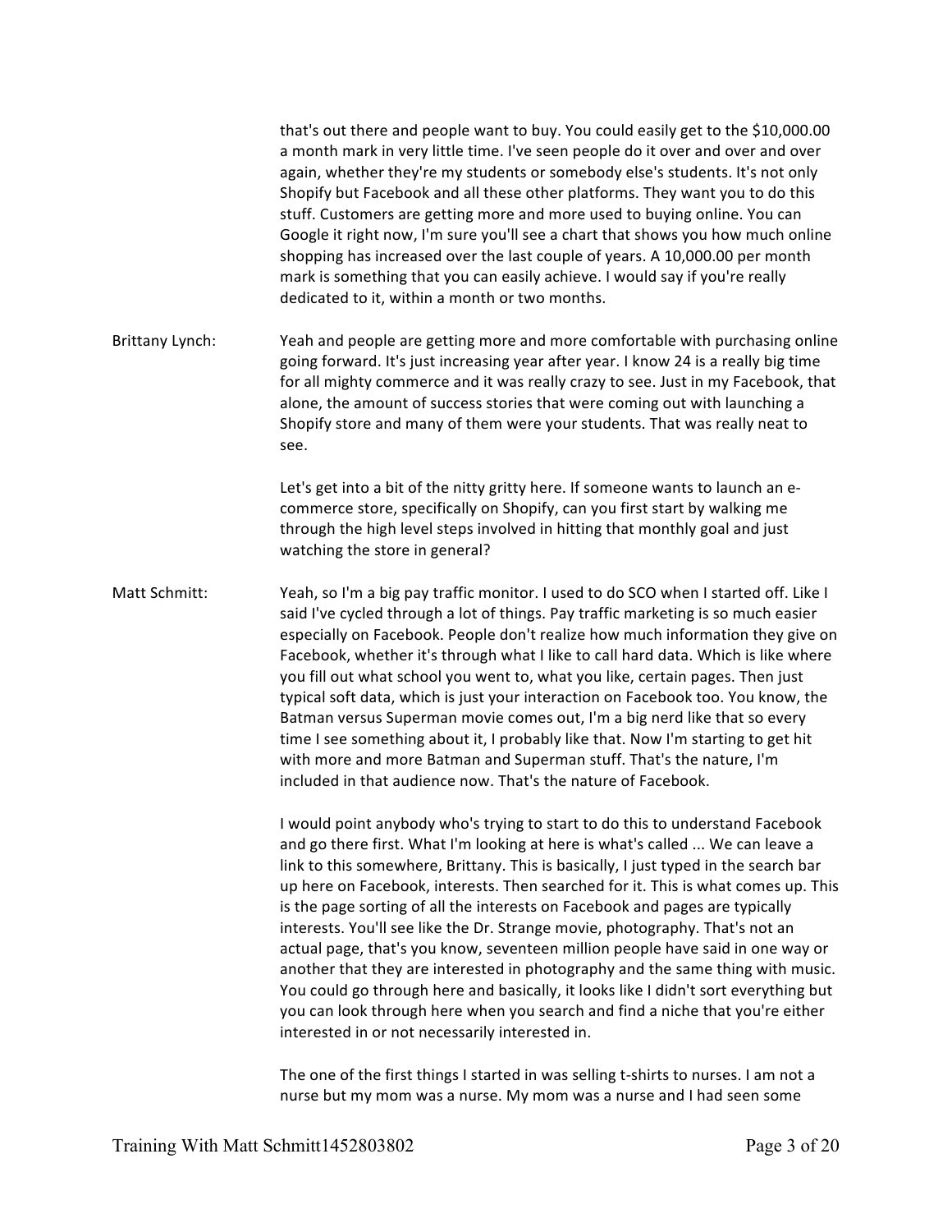that's out there and people want to buy. You could easily get to the $10,000.00 a month mark in very little time. I've seen people do it over and over and over again, whether they're my students or somebody else's students. It's not only Shopify but Facebook and all these other platforms. They want you to do this stuff. Customers are getting more and more used to buying online. You can Google it right now, I'm sure you'll see a chart that shows you how much online shopping has increased over the last couple of years. A 10,000.00 per month mark is something that you can easily achieve. I would say if you're really dedicated to it, within a month or two months.

Brittany Lynch: Yeah and people are getting more and more comfortable with purchasing online going forward. It's just increasing year after year. I know 24 is a really big time for all mighty commerce and it was really crazy to see. Just in my Facebook, that alone, the amount of success stories that were coming out with launching a Shopify store and many of them were your students. That was really neat to see.

Let's get into a bit of the nitty gritty here. If someone wants to launch an e-commerce store, specifically on Shopify, can you first start by walking me through the high level steps involved in hitting that monthly goal and just watching the store in general?

Matt Schmitt: Yeah, so I'm a big pay traffic monitor. I used to do SCO when I started off. Like I said I've cycled through a lot of things. Pay traffic marketing is so much easier especially on Facebook. People don't realize how much information they give on Facebook, whether it's through what I like to call hard data. Which is like where you fill out what school you went to, what you like, certain pages. Then just typical soft data, which is just your interaction on Facebook too. You know, the Batman versus Superman movie comes out, I'm a big nerd like that so every time I see something about it, I probably like that. Now I'm starting to get hit with more and more Batman and Superman stuff. That's the nature, I'm included in that audience now. That's the nature of Facebook.

I would point anybody who's trying to start to do this to understand Facebook and go there first. What I'm looking at here is what's called ... We can leave a link to this somewhere, Brittany. This is basically, I just typed in the search bar up here on Facebook, interests. Then searched for it. This is what comes up. This is the page sorting of all the interests on Facebook and pages are typically interests. You'll see like the Dr. Strange movie, photography. That's not an actual page, that's you know, seventeen million people have said in one way or another that they are interested in photography and the same thing with music. You could go through here and basically, it looks like I didn't sort everything but you can look through here when you search and find a niche that you're either interested in or not necessarily interested in.

The one of the first things I started in was selling t-shirts to nurses. I am not a nurse but my mom was a nurse. My mom was a nurse and I had seen some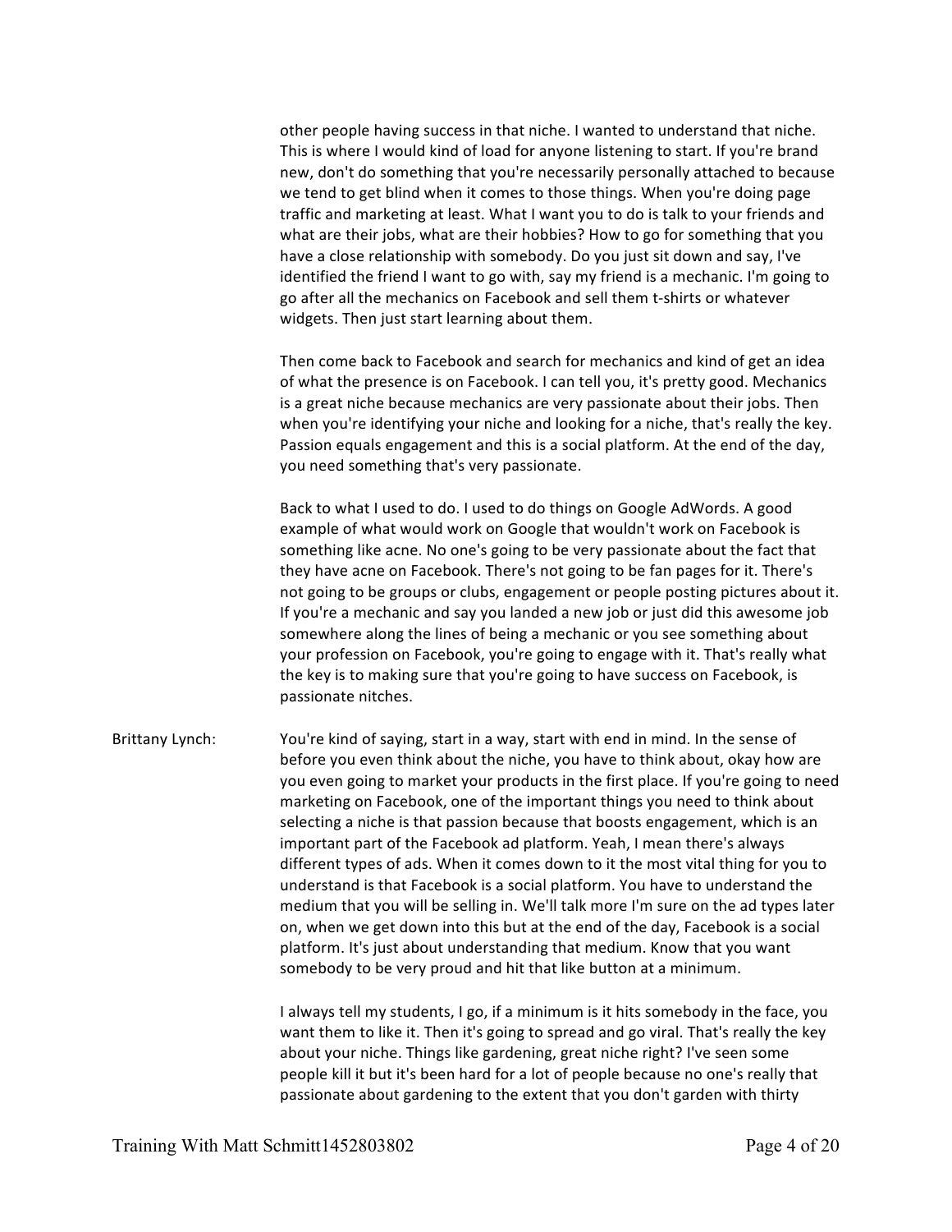other people having success in that niche. I wanted to understand that niche. This is where I would kind of load for anyone listening to start. If you're brand new, don't do something that you're necessarily personally attached to because we tend to get blind when it comes to those things. When you're doing page traffic and marketing at least. What I want you to do is talk to your friends and what are their jobs, what are their hobbies? How to go for something that you have a close relationship with somebody. Do you just sit down and say, I've identified the friend I want to go with, say my friend is a mechanic. I'm going to go after all the mechanics on Facebook and sell them t-shirts or whatever widgets. Then just start learning about them.

Then come back to Facebook and search for mechanics and kind of get an idea of what the presence is on Facebook. I can tell you, it's pretty good. Mechanics is a great niche because mechanics are very passionate about their jobs. Then when you're identifying your niche and looking for a niche, that's really the key. Passion equals engagement and this is a social platform. At the end of the day, you need something that's very passionate.

Back to what I used to do. I used to do things on Google AdWords. A good example of what would work on Google that wouldn't work on Facebook is something like acne. No one's going to be very passionate about the fact that they have acne on Facebook. There's not going to be fan pages for it. There's not going to be groups or clubs, engagement or people posting pictures about it. If you're a mechanic and say you landed a new job or just did this awesome job somewhere along the lines of being a mechanic or you see something about your profession on Facebook, you're going to engage with it. That's really what the key is to making sure that you're going to have success on Facebook, is passionate nitches.

Brittany Lynch: You're kind of saying, start in a way, start with end in mind. In the sense of before you even think about the niche, you have to think about, okay how are you even going to market your products in the first place. If you're going to need marketing on Facebook, one of the important things you need to think about selecting a niche is that passion because that boosts engagement, which is an important part of the Facebook ad platform. Yeah, I mean there's always different types of ads. When it comes down to it the most vital thing for you to understand is that Facebook is a social platform. You have to understand the medium that you will be selling in. We'll talk more I'm sure on the ad types later on, when we get down into this but at the end of the day, Facebook is a social platform. It's just about understanding that medium. Know that you want somebody to be very proud and hit that like button at a minimum.

I always tell my students, I go, if a minimum is it hits somebody in the face, you want them to like it. Then it's going to spread and go viral. That's really the key about your niche. Things like gardening, great niche right? I've seen some people kill it but it's been hard for a lot of people because no one's really that passionate about gardening to the extent that you don't garden with thirty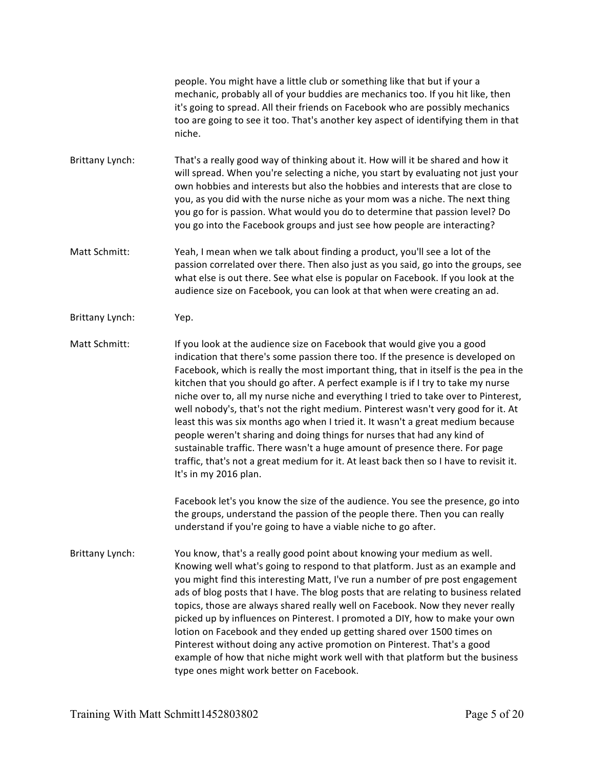people. You might have a little club or something like that but if your a mechanic, probably all of your buddies are mechanics too. If you hit like, then it's going to spread. All their friends on Facebook who are possibly mechanics too are going to see it too. That's another key aspect of identifying them in that niche.

**Brittany Lynch:** That's a really good way of thinking about it. How will it be shared and how it will spread. When you're selecting a niche, you start by evaluating not just your own hobbies and interests but also the hobbies and interests that are close to you, as you did with the nurse niche as your mom was a niche. The next thing you go for is passion. What would you do to determine that passion level? Do you go into the Facebook groups and just see how people are interacting?

**Matt Schmitt:** Yeah, I mean when we talk about finding a product, you'll see a lot of the passion correlated over there. Then also just as you said, go into the groups, see what else is out there. See what else is popular on Facebook. If you look at the audience size on Facebook, you can look at that when were creating an ad.

**Brittany Lynch:** Yep.

**Matt Schmitt:** If you look at the audience size on Facebook that would give you a good indication that there's some passion there too. If the presence is developed on Facebook, which is really the most important thing, that in itself is the pea in the kitchen that you should go after. A perfect example is if I try to take my nurse niche over to, all my nurse niche and everything I tried to take over to Pinterest, well nobody's, that's not the right medium. Pinterest wasn't very good for it. At least this was six months ago when I tried it. It wasn't a great medium because people weren't sharing and doing things for nurses that had any kind of sustainable traffic. There wasn't a huge amount of presence there. For page traffic, that's not a great medium for it. At least back then so I have to revisit it. It's in my 2016 plan.

Facebook let's you know the size of the audience. You see the presence, go into the groups, understand the passion of the people there. Then you can really understand if you're going to have a viable niche to go after.

**Brittany Lynch:** You know, that's a really good point about knowing your medium as well. Knowing well what's going to respond to that platform. Just as an example and you might find this interesting Matt, I've run a number of pre post engagement ads of blog posts that I have. The blog posts that are relating to business related topics, those are always shared really well on Facebook. Now they never really picked up by influences on Pinterest. I promoted a DIY, how to make your own lotion on Facebook and they ended up getting shared over 1500 times on Pinterest without doing any active promotion on Pinterest. That's a good example of how that niche might work well with that platform but the business type ones might work better on Facebook.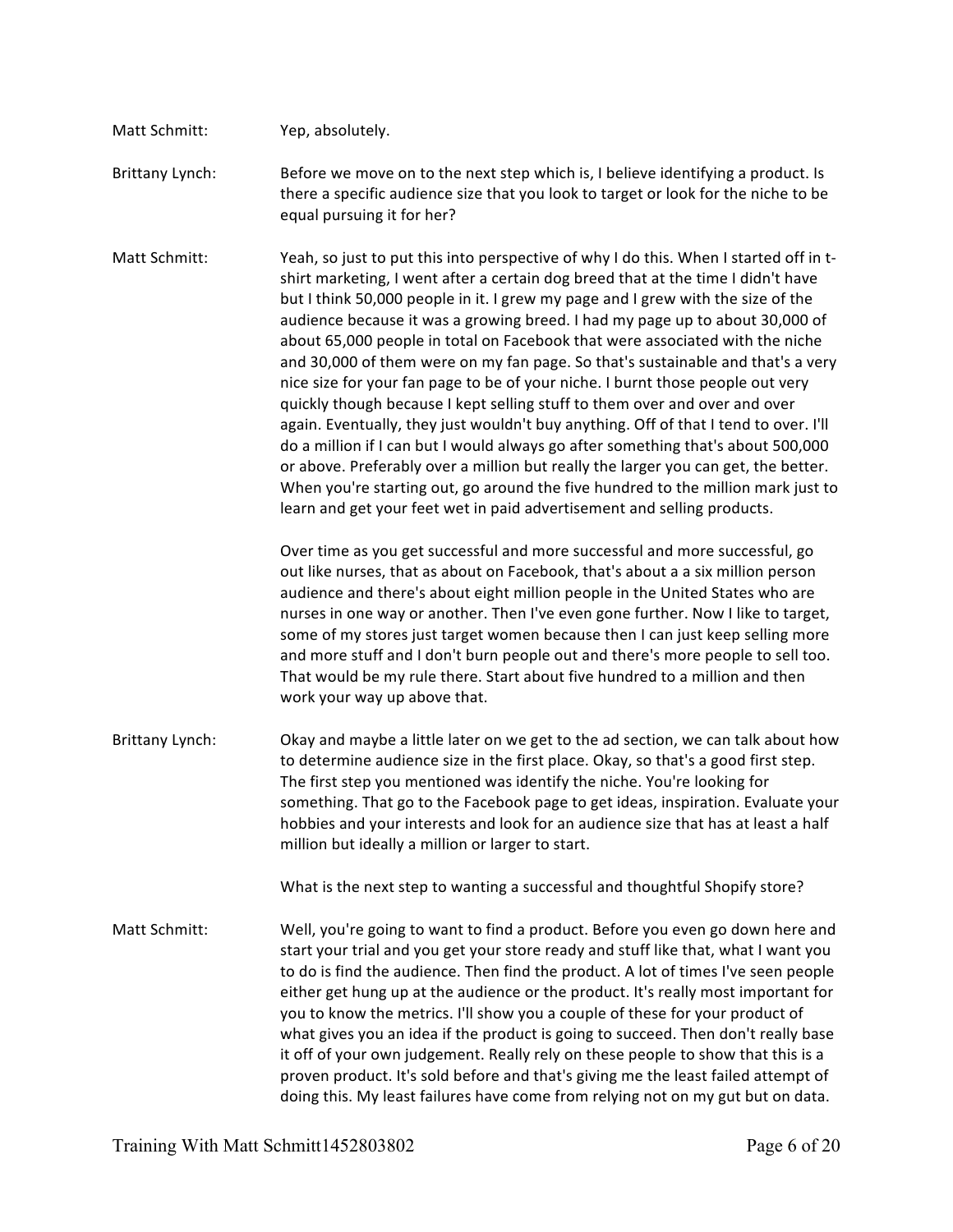Matt Schmitt: Yep, absolutely.

Brittany Lynch: Before we move on to the next step which is, I believe identifying a product. Is there a specific audience size that you look to target or look for the niche to be equal pursuing it for her?

Matt Schmitt: Yeah, so just to put this into perspective of why I do this. When I started off in t-shirt marketing, I went after a certain dog breed that at the time I didn't have but I think 50,000 people in it. I grew my page and I grew with the size of the audience because it was a growing breed. I had my page up to about 30,000 of about 65,000 people in total on Facebook that were associated with the niche and 30,000 of them were on my fan page. So that's sustainable and that's a very nice size for your fan page to be of your niche. I burnt those people out very quickly though because I kept selling stuff to them over and over and over again. Eventually, they just wouldn't buy anything. Off of that I tend to over. I'll do a million if I can but I would always go after something that's about 500,000 or above. Preferably over a million but really the larger you can get, the better. When you're starting out, go around the five hundred to the million mark just to learn and get your feet wet in paid advertisement and selling products.

Over time as you get successful and more successful and more successful, go out like nurses, that as about on Facebook, that's about a a six million person audience and there's about eight million people in the United States who are nurses in one way or another. Then I've even gone further. Now I like to target, some of my stores just target women because then I can just keep selling more and more stuff and I don't burn people out and there's more people to sell too. That would be my rule there. Start about five hundred to a million and then work your way up above that.

Brittany Lynch: Okay and maybe a little later on we get to the ad section, we can talk about how to determine audience size in the first place. Okay, so that's a good first step. The first step you mentioned was identify the niche. You're looking for something. That go to the Facebook page to get ideas, inspiration. Evaluate your hobbies and your interests and look for an audience size that has at least a half million but ideally a million or larger to start.

What is the next step to wanting a successful and thoughtful Shopify store?

Matt Schmitt: Well, you're going to want to find a product. Before you even go down here and start your trial and you get your store ready and stuff like that, what I want you to do is find the audience. Then find the product. A lot of times I've seen people either get hung up at the audience or the product. It's really most important for you to know the metrics. I'll show you a couple of these for your product of what gives you an idea if the product is going to succeed. Then don't really base it off of your own judgement. Really rely on these people to show that this is a proven product. It's sold before and that's giving me the least failed attempt of doing this. My least failures have come from relying not on my gut but on data.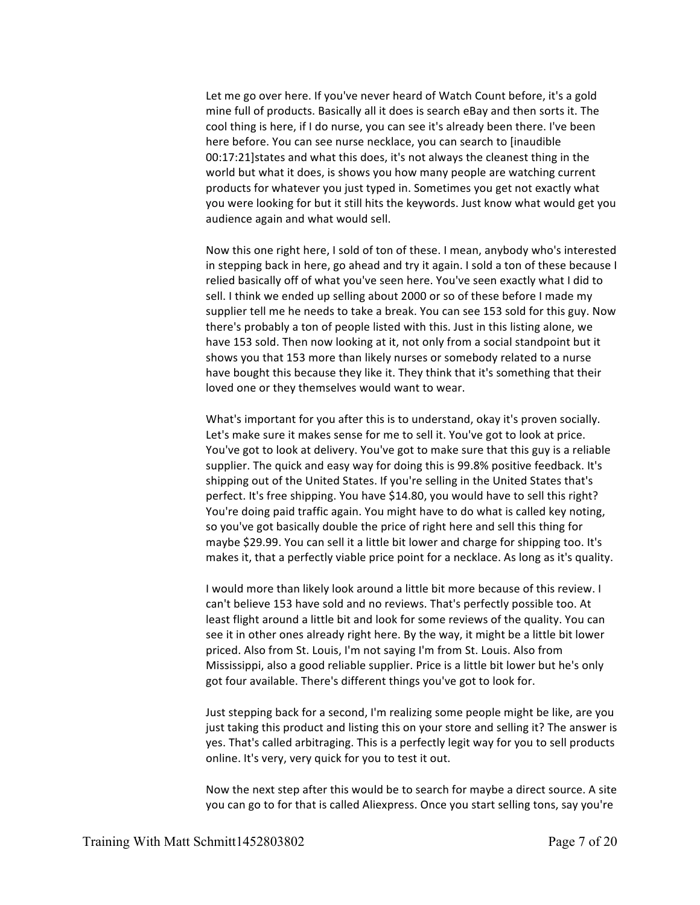Let me go over here. If you've never heard of Watch Count before, it's a gold mine full of products. Basically all it does is search eBay and then sorts it. The cool thing is here, if I do nurse, you can see it's already been there. I've been here before. You can see nurse necklace, you can search to [inaudible 00:17:21]states and what this does, it's not always the cleanest thing in the world but what it does, is shows you how many people are watching current products for whatever you just typed in. Sometimes you get not exactly what you were looking for but it still hits the keywords. Just know what would get you audience again and what would sell.

Now this one right here, I sold of ton of these. I mean, anybody who's interested in stepping back in here, go ahead and try it again. I sold a ton of these because I relied basically off of what you've seen here. You've seen exactly what I did to sell. I think we ended up selling about 2000 or so of these before I made my supplier tell me he needs to take a break. You can see 153 sold for this guy. Now there's probably a ton of people listed with this. Just in this listing alone, we have 153 sold. Then now looking at it, not only from a social standpoint but it shows you that 153 more than likely nurses or somebody related to a nurse have bought this because they like it. They think that it's something that their loved one or they themselves would want to wear.

What's important for you after this is to understand, okay it's proven socially. Let's make sure it makes sense for me to sell it. You've got to look at price. You've got to look at delivery. You've got to make sure that this guy is a reliable supplier. The quick and easy way for doing this is 99.8% positive feedback. It's shipping out of the United States. If you're selling in the United States that's perfect. It's free shipping. You have $14.80, you would have to sell this right? You're doing paid traffic again. You might have to do what is called key noting, so you've got basically double the price of right here and sell this thing for maybe $29.99. You can sell it a little bit lower and charge for shipping too. It's makes it, that a perfectly viable price point for a necklace. As long as it's quality.

I would more than likely look around a little bit more because of this review. I can't believe 153 have sold and no reviews. That's perfectly possible too. At least flight around a little bit and look for some reviews of the quality. You can see it in other ones already right here. By the way, it might be a little bit lower priced. Also from St. Louis, I'm not saying I'm from St. Louis. Also from Mississippi, also a good reliable supplier. Price is a little bit lower but he's only got four available. There's different things you've got to look for.

Just stepping back for a second, I'm realizing some people might be like, are you just taking this product and listing this on your store and selling it? The answer is yes. That's called arbitraging. This is a perfectly legit way for you to sell products online. It's very, very quick for you to test it out.

Now the next step after this would be to search for maybe a direct source. A site you can go to for that is called Aliexpress. Once you start selling tons, say you're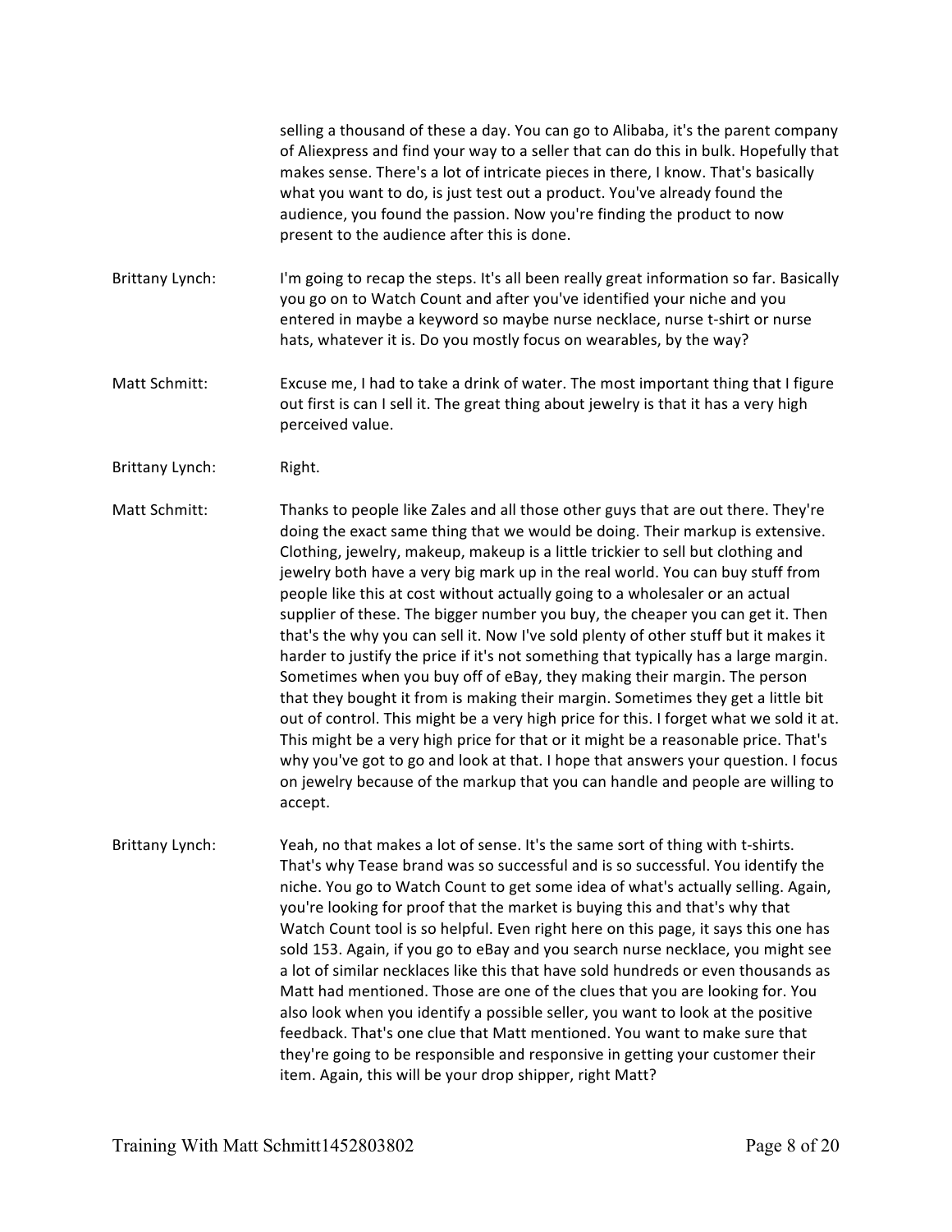selling a thousand of these a day. You can go to Alibaba, it's the parent company of Aliexpress and find your way to a seller that can do this in bulk. Hopefully that makes sense. There's a lot of intricate pieces in there, I know. That's basically what you want to do, is just test out a product. You've already found the audience, you found the passion. Now you're finding the product to now present to the audience after this is done.

Brittany Lynch: I'm going to recap the steps. It's all been really great information so far. Basically you go on to Watch Count and after you've identified your niche and you entered in maybe a keyword so maybe nurse necklace, nurse t-shirt or nurse hats, whatever it is. Do you mostly focus on wearables, by the way?

Matt Schmitt: Excuse me, I had to take a drink of water. The most important thing that I figure out first is can I sell it. The great thing about jewelry is that it has a very high perceived value.

Brittany Lynch: Right.

Matt Schmitt: Thanks to people like Zales and all those other guys that are out there. They're doing the exact same thing that we would be doing. Their markup is extensive. Clothing, jewelry, makeup, makeup is a little trickier to sell but clothing and jewelry both have a very big mark up in the real world. You can buy stuff from people like this at cost without actually going to a wholesaler or an actual supplier of these. The bigger number you buy, the cheaper you can get it. Then that's the why you can sell it. Now I've sold plenty of other stuff but it makes it harder to justify the price if it's not something that typically has a large margin. Sometimes when you buy off of eBay, they making their margin. The person that they bought it from is making their margin. Sometimes they get a little bit out of control. This might be a very high price for this. I forget what we sold it at. This might be a very high price for that or it might be a reasonable price. That's why you've got to go and look at that. I hope that answers your question. I focus on jewelry because of the markup that you can handle and people are willing to accept.

Brittany Lynch: Yeah, no that makes a lot of sense. It's the same sort of thing with t-shirts. That's why Tease brand was so successful and is so successful. You identify the niche. You go to Watch Count to get some idea of what's actually selling. Again, you're looking for proof that the market is buying this and that's why that Watch Count tool is so helpful. Even right here on this page, it says this one has sold 153. Again, if you go to eBay and you search nurse necklace, you might see a lot of similar necklaces like this that have sold hundreds or even thousands as Matt had mentioned. Those are one of the clues that you are looking for. You also look when you identify a possible seller, you want to look at the positive feedback. That's one clue that Matt mentioned. You want to make sure that they're going to be responsible and responsive in getting your customer their item. Again, this will be your drop shipper, right Matt?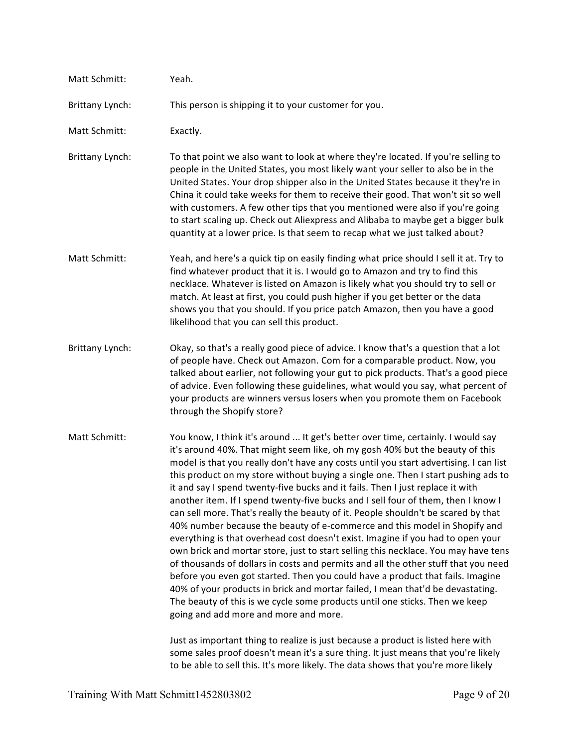**Matt Schmitt:** Yeah.

**Brittany Lynch:** This person is shipping it to your customer for you.

**Matt Schmitt:** Exactly.

**Brittany Lynch:** To that point we also want to look at where they're located. If you're selling to people in the United States, you most likely want your seller to also be in the United States. Your drop shipper also in the United States because it they're in China it could take weeks for them to receive their good. That won't sit so well with customers. A few other tips that you mentioned were also if you're going to start scaling up. Check out Aliexpress and Alibaba to maybe get a bigger bulk quantity at a lower price. Is that seem to recap what we just talked about?

**Matt Schmitt:** Yeah, and here's a quick tip on easily finding what price should I sell it at. Try to find whatever product that it is. I would go to Amazon and try to find this necklace. Whatever is listed on Amazon is likely what you should try to sell or match. At least at first, you could push higher if you get better or the data shows you that you should. If you price patch Amazon, then you have a good likelihood that you can sell this product.

**Brittany Lynch:** Okay, so that's a really good piece of advice. I know that's a question that a lot of people have. Check out Amazon. Com for a comparable product. Now, you talked about earlier, not following your gut to pick products. That's a good piece of advice. Even following these guidelines, what would you say, what percent of your products are winners versus losers when you promote them on Facebook through the Shopify store?

**Matt Schmitt:** You know, I think it's around ... It get's better over time, certainly. I would say it's around 40%. That might seem like, oh my gosh 40% but the beauty of this model is that you really don't have any costs until you start advertising. I can list this product on my store without buying a single one. Then I start pushing ads to it and say I spend twenty-five bucks and it fails. Then I just replace it with another item. If I spend twenty-five bucks and I sell four of them, then I know I can sell more. That's really the beauty of it. People shouldn't be scared by that 40% number because the beauty of e-commerce and this model in Shopify and everything is that overhead cost doesn't exist. Imagine if you had to open your own brick and mortar store, just to start selling this necklace. You may have tens of thousands of dollars in costs and permits and all the other stuff that you need before you even got started. Then you could have a product that fails. Imagine 40% of your products in brick and mortar failed, I mean that'd be devastating. The beauty of this is we cycle some products until one sticks. Then we keep going and add more and more and more.

Just as important thing to realize is just because a product is listed here with some sales proof doesn't mean it's a sure thing. It just means that you're likely to be able to sell this. It's more likely. The data shows that you're more likely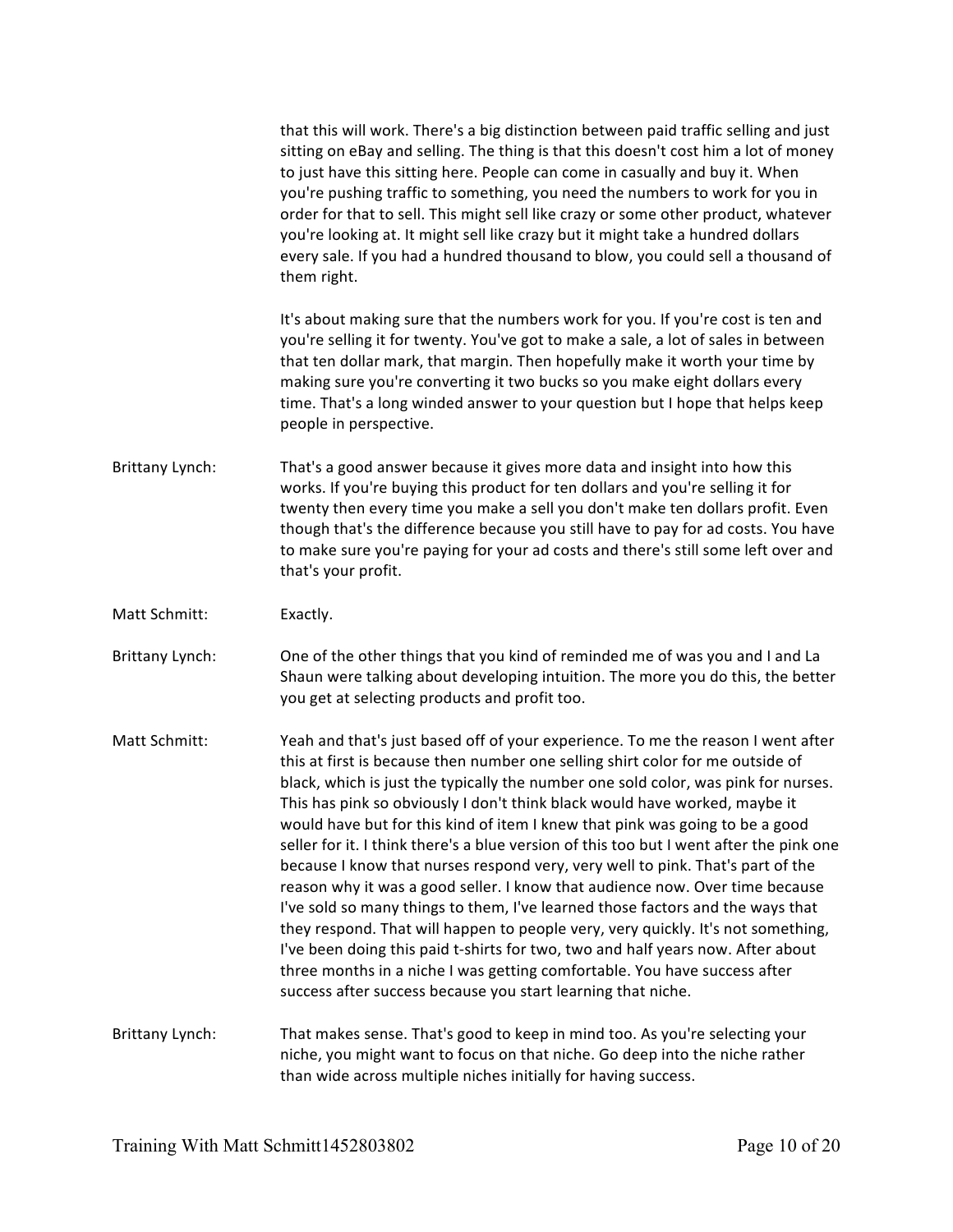that this will work. There's a big distinction between paid traffic selling and just sitting on eBay and selling. The thing is that this doesn't cost him a lot of money to just have this sitting here. People can come in casually and buy it. When you're pushing traffic to something, you need the numbers to work for you in order for that to sell. This might sell like crazy or some other product, whatever you're looking at. It might sell like crazy but it might take a hundred dollars every sale. If you had a hundred thousand to blow, you could sell a thousand of them right.

It's about making sure that the numbers work for you. If you're cost is ten and you're selling it for twenty. You've got to make a sale, a lot of sales in between that ten dollar mark, that margin. Then hopefully make it worth your time by making sure you're converting it two bucks so you make eight dollars every time. That's a long winded answer to your question but I hope that helps keep people in perspective.

**Brittany Lynch:** That's a good answer because it gives more data and insight into how this works. If you're buying this product for ten dollars and you're selling it for twenty then every time you make a sell you don't make ten dollars profit. Even though that's the difference because you still have to pay for ad costs. You have to make sure you're paying for your ad costs and there's still some left over and that's your profit.

**Matt Schmitt:** Exactly.

**Brittany Lynch:** One of the other things that you kind of reminded me of was you and I and La Shaun were talking about developing intuition. The more you do this, the better you get at selecting products and profit too.

**Matt Schmitt:** Yeah and that's just based off of your experience. To me the reason I went after this at first is because then number one selling shirt color for me outside of black, which is just the typically the number one sold color, was pink for nurses. This has pink so obviously I don't think black would have worked, maybe it would have but for this kind of item I knew that pink was going to be a good seller for it. I think there's a blue version of this too but I went after the pink one because I know that nurses respond very, very well to pink. That's part of the reason why it was a good seller. I know that audience now. Over time because I've sold so many things to them, I've learned those factors and the ways that they respond. That will happen to people very, very quickly. It's not something, I've been doing this paid t-shirts for two, two and half years now. After about three months in a niche I was getting comfortable. You have success after success after success because you start learning that niche.

**Brittany Lynch:** That makes sense. That's good to keep in mind too. As you're selecting your niche, you might want to focus on that niche. Go deep into the niche rather than wide across multiple niches initially for having success.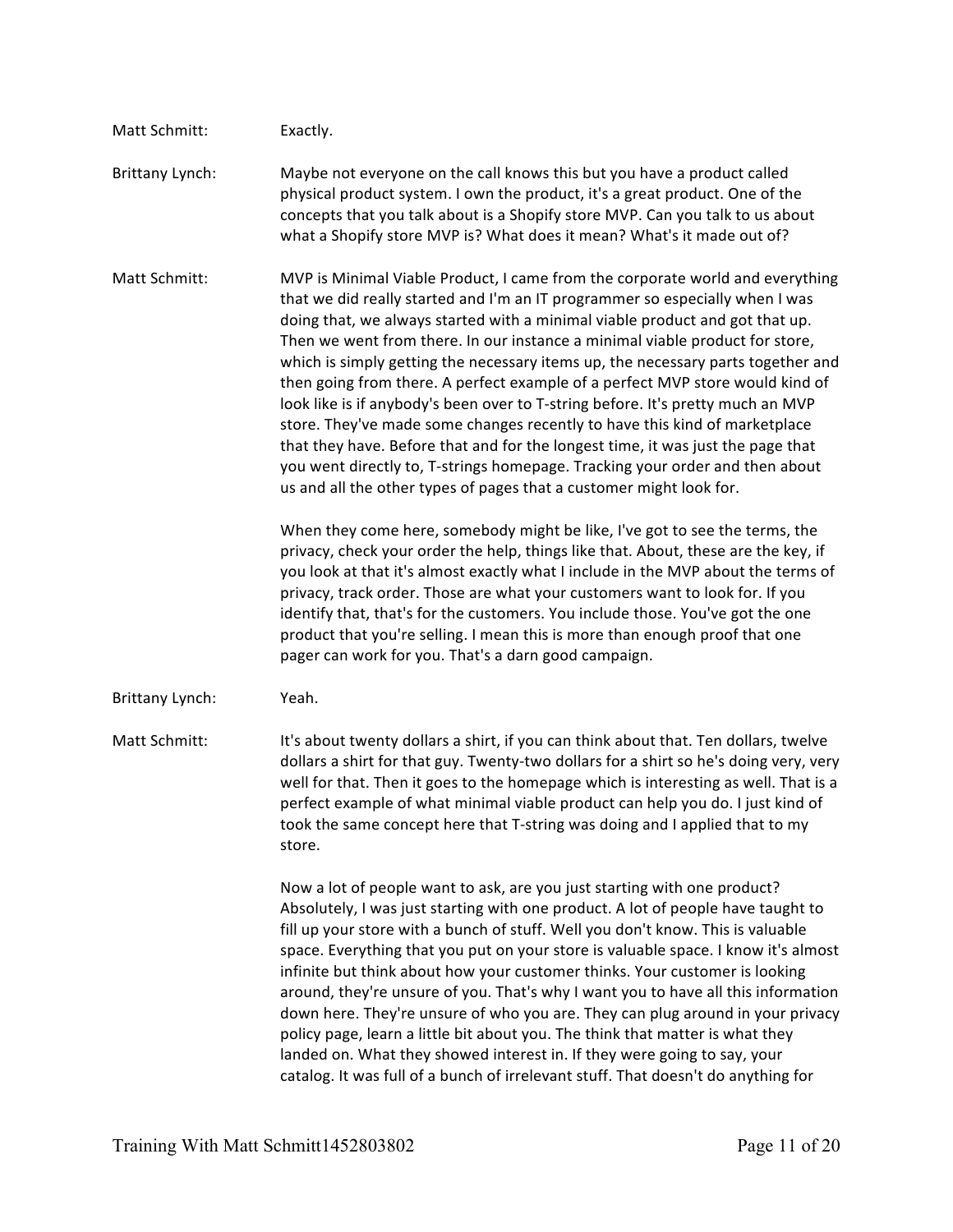Matt Schmitt: Exactly.

Brittany Lynch: Maybe not everyone on the call knows this but you have a product called physical product system. I own the product, it's a great product. One of the concepts that you talk about is a Shopify store MVP. Can you talk to us about what a Shopify store MVP is? What does it mean? What's it made out of?

Matt Schmitt: MVP is Minimal Viable Product, I came from the corporate world and everything that we did really started and I'm an IT programmer so especially when I was doing that, we always started with a minimal viable product and got that up. Then we went from there. In our instance a minimal viable product for store, which is simply getting the necessary items up, the necessary parts together and then going from there. A perfect example of a perfect MVP store would kind of look like is if anybody's been over to T-string before. It's pretty much an MVP store. They've made some changes recently to have this kind of marketplace that they have. Before that and for the longest time, it was just the page that you went directly to, T-strings homepage. Tracking your order and then about us and all the other types of pages that a customer might look for.

When they come here, somebody might be like, I've got to see the terms, the privacy, check your order the help, things like that. About, these are the key, if you look at that it's almost exactly what I include in the MVP about the terms of privacy, track order. Those are what your customers want to look for. If you identify that, that's for the customers. You include those. You've got the one product that you're selling. I mean this is more than enough proof that one pager can work for you. That's a darn good campaign.

Brittany Lynch: Yeah.

Matt Schmitt: It's about twenty dollars a shirt, if you can think about that. Ten dollars, twelve dollars a shirt for that guy. Twenty-two dollars for a shirt so he's doing very, very well for that. Then it goes to the homepage which is interesting as well. That is a perfect example of what minimal viable product can help you do. I just kind of took the same concept here that T-string was doing and I applied that to my store.

Now a lot of people want to ask, are you just starting with one product? Absolutely, I was just starting with one product. A lot of people have taught to fill up your store with a bunch of stuff. Well you don't know. This is valuable space. Everything that you put on your store is valuable space. I know it's almost infinite but think about how your customer thinks. Your customer is looking around, they're unsure of you. That's why I want you to have all this information down here. They're unsure of who you are. They can plug around in your privacy policy page, learn a little bit about you. The think that matter is what they landed on. What they showed interest in. If they were going to say, your catalog. It was full of a bunch of irrelevant stuff. That doesn't do anything for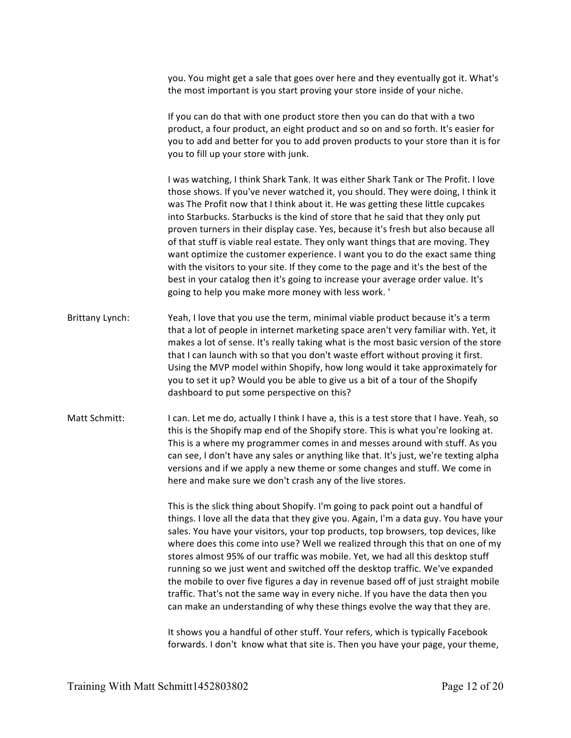you. You might get a sale that goes over here and they eventually got it. What's the most important is you start proving your store inside of your niche.

If you can do that with one product store then you can do that with a two product, a four product, an eight product and so on and so forth. It's easier for you to add and better for you to add proven products to your store than it is for you to fill up your store with junk.

I was watching, I think Shark Tank. It was either Shark Tank or The Profit. I love those shows. If you've never watched it, you should. They were doing, I think it was The Profit now that I think about it. He was getting these little cupcakes into Starbucks. Starbucks is the kind of store that he said that they only put proven turners in their display case. Yes, because it's fresh but also because all of that stuff is viable real estate. They only want things that are moving. They want optimize the customer experience. I want you to do the exact same thing with the visitors to your site. If they come to the page and it's the best of the best in your catalog then it's going to increase your average order value. It's going to help you make more money with less work. '

**Brittany Lynch:** Yeah, I love that you use the term, minimal viable product because it's a term that a lot of people in internet marketing space aren't very familiar with. Yet, it makes a lot of sense. It's really taking what is the most basic version of the store that I can launch with so that you don't waste effort without proving it first. Using the MVP model within Shopify, how long would it take approximately for you to set it up? Would you be able to give us a bit of a tour of the Shopify dashboard to put some perspective on this?

**Matt Schmitt:** I can. Let me do, actually I think I have a, this is a test store that I have. Yeah, so this is the Shopify map end of the Shopify store. This is what you're looking at. This is a where my programmer comes in and messes around with stuff. As you can see, I don't have any sales or anything like that. It's just, we're texting alpha versions and if we apply a new theme or some changes and stuff. We come in here and make sure we don't crash any of the live stores.

This is the slick thing about Shopify. I'm going to pack point out a handful of things. I love all the data that they give you. Again, I'm a data guy. You have your sales. You have your visitors, your top products, top browsers, top devices, like where does this come into use? Well we realized through this that on one of my stores almost 95% of our traffic was mobile. Yet, we had all this desktop stuff running so we just went and switched off the desktop traffic. We've expanded the mobile to over five figures a day in revenue based off of just straight mobile traffic. That's not the same way in every niche. If you have the data then you can make an understanding of why these things evolve the way that they are.

It shows you a handful of other stuff. Your refers, which is typically Facebook forwards. I don't know what that site is. Then you have your page, your theme,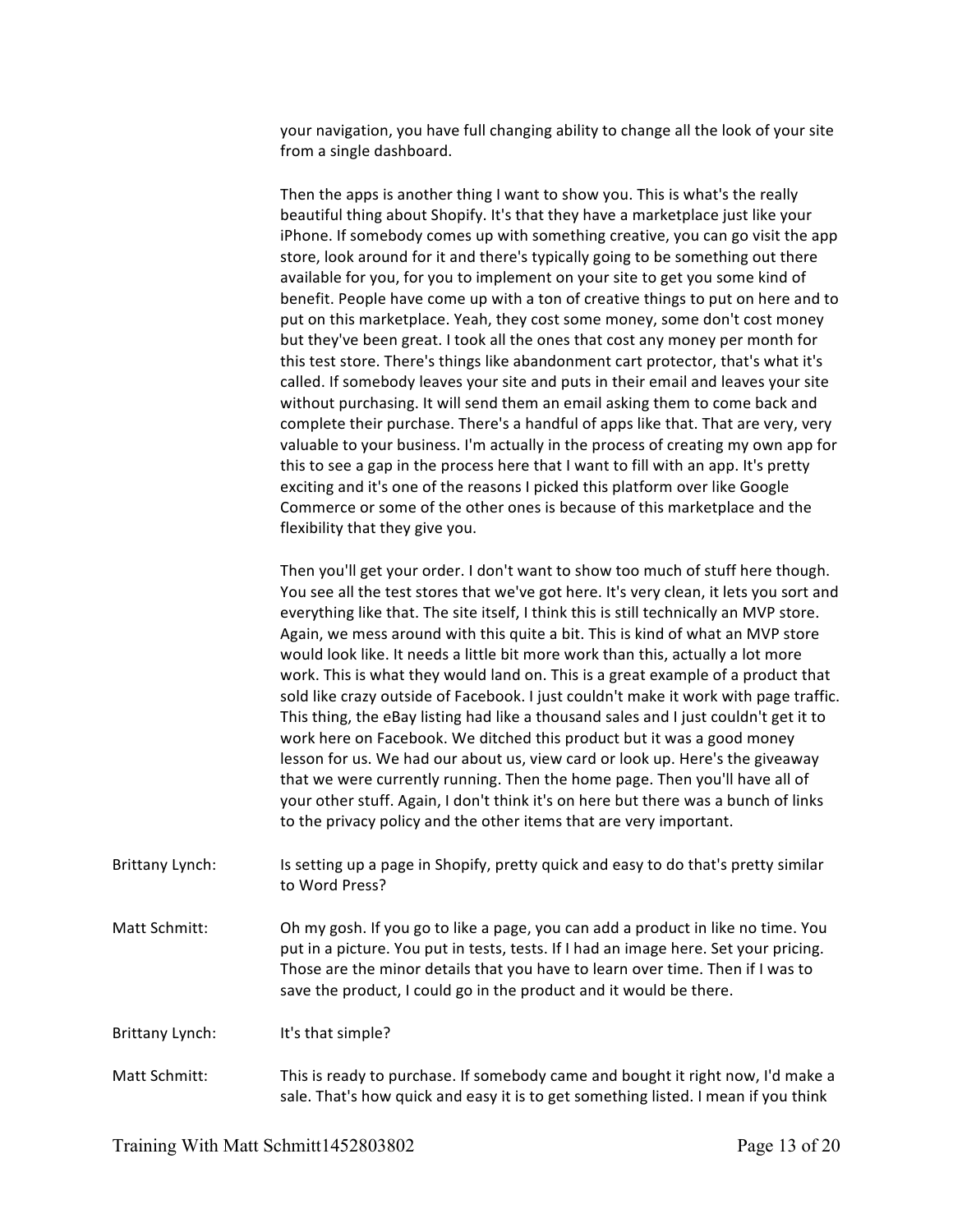your navigation, you have full changing ability to change all the look of your site from a single dashboard.

Then the apps is another thing I want to show you. This is what's the really beautiful thing about Shopify. It's that they have a marketplace just like your iPhone. If somebody comes up with something creative, you can go visit the app store, look around for it and there's typically going to be something out there available for you, for you to implement on your site to get you some kind of benefit. People have come up with a ton of creative things to put on here and to put on this marketplace. Yeah, they cost some money, some don't cost money but they've been great. I took all the ones that cost any money per month for this test store. There's things like abandonment cart protector, that's what it's called. If somebody leaves your site and puts in their email and leaves your site without purchasing. It will send them an email asking them to come back and complete their purchase. There's a handful of apps like that. That are very, very valuable to your business. I'm actually in the process of creating my own app for this to see a gap in the process here that I want to fill with an app. It's pretty exciting and it's one of the reasons I picked this platform over like Google Commerce or some of the other ones is because of this marketplace and the flexibility that they give you.

Then you'll get your order. I don't want to show too much of stuff here though. You see all the test stores that we've got here. It's very clean, it lets you sort and everything like that. The site itself, I think this is still technically an MVP store. Again, we mess around with this quite a bit. This is kind of what an MVP store would look like. It needs a little bit more work than this, actually a lot more work. This is what they would land on. This is a great example of a product that sold like crazy outside of Facebook. I just couldn't make it work with page traffic. This thing, the eBay listing had like a thousand sales and I just couldn't get it to work here on Facebook. We ditched this product but it was a good money lesson for us. We had our about us, view card or look up. Here's the giveaway that we were currently running. Then the home page. Then you'll have all of your other stuff. Again, I don't think it's on here but there was a bunch of links to the privacy policy and the other items that are very important.

Brittany Lynch: Is setting up a page in Shopify, pretty quick and easy to do that's pretty similar to Word Press?

Matt Schmitt: Oh my gosh. If you go to like a page, you can add a product in like no time. You put in a picture. You put in tests, tests. If I had an image here. Set your pricing. Those are the minor details that you have to learn over time. Then if I was to save the product, I could go in the product and it would be there.

Brittany Lynch: It's that simple?

Matt Schmitt: This is ready to purchase. If somebody came and bought it right now, I'd make a sale. That's how quick and easy it is to get something listed. I mean if you think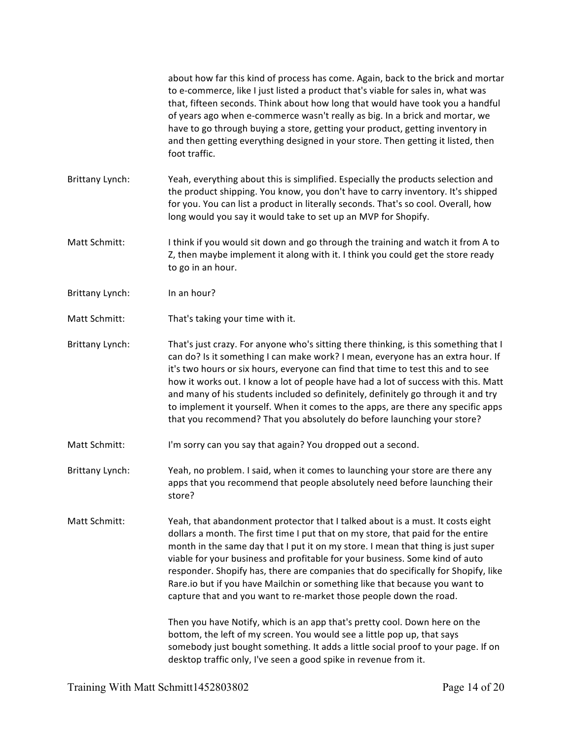about how far this kind of process has come. Again, back to the brick and mortar to e-commerce, like I just listed a product that's viable for sales in, what was that, fifteen seconds. Think about how long that would have took you a handful of years ago when e-commerce wasn't really as big. In a brick and mortar, we have to go through buying a store, getting your product, getting inventory in and then getting everything designed in your store. Then getting it listed, then foot traffic.

**Brittany Lynch:** Yeah, everything about this is simplified. Especially the products selection and the product shipping. You know, you don't have to carry inventory. It's shipped for you. You can list a product in literally seconds. That's so cool. Overall, how long would you say it would take to set up an MVP for Shopify.

**Matt Schmitt:** I think if you would sit down and go through the training and watch it from A to Z, then maybe implement it along with it. I think you could get the store ready to go in an hour.

**Brittany Lynch:** In an hour?

**Matt Schmitt:** That's taking your time with it.

**Brittany Lynch:** That's just crazy. For anyone who's sitting there thinking, is this something that I can do? Is it something I can make work? I mean, everyone has an extra hour. If it's two hours or six hours, everyone can find that time to test this and to see how it works out. I know a lot of people have had a lot of success with this. Matt and many of his students included so definitely, definitely go through it and try to implement it yourself. When it comes to the apps, are there any specific apps that you recommend? That you absolutely do before launching your store?

**Matt Schmitt:** I'm sorry can you say that again? You dropped out a second.

**Brittany Lynch:** Yeah, no problem. I said, when it comes to launching your store are there any apps that you recommend that people absolutely need before launching their store?

**Matt Schmitt:** Yeah, that abandonment protector that I talked about is a must. It costs eight dollars a month. The first time I put that on my store, that paid for the entire month in the same day that I put it on my store. I mean that thing is just super viable for your business and profitable for your business. Some kind of auto responder. Shopify has, there are companies that do specifically for Shopify, like Rare.io but if you have Mailchin or something like that because you want to capture that and you want to re-market those people down the road.

Then you have Notify, which is an app that's pretty cool. Down here on the bottom, the left of my screen. You would see a little pop up, that says somebody just bought something. It adds a little social proof to your page. If on desktop traffic only, I've seen a good spike in revenue from it.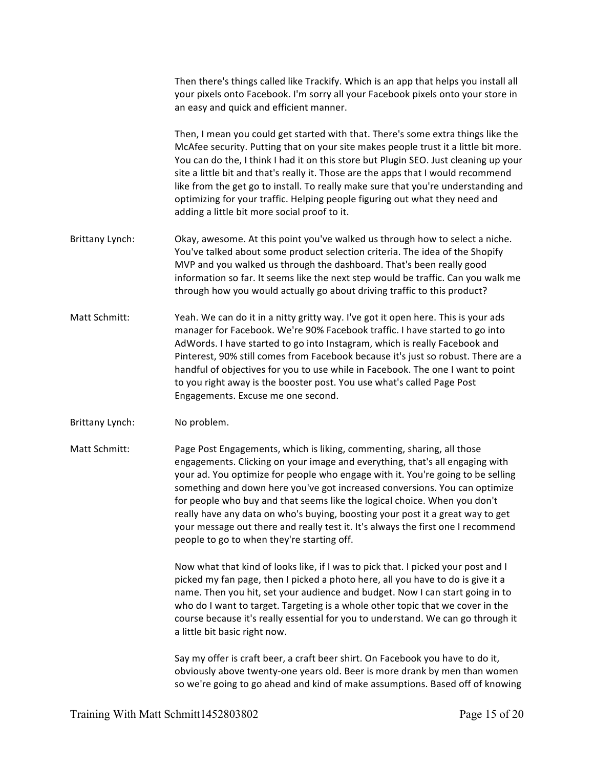Then there's things called like Trackify. Which is an app that helps you install all your pixels onto Facebook. I'm sorry all your Facebook pixels onto your store in an easy and quick and efficient manner.

Then, I mean you could get started with that. There's some extra things like the McAfee security. Putting that on your site makes people trust it a little bit more. You can do the, I think I had it on this store but Plugin SEO. Just cleaning up your site a little bit and that's really it. Those are the apps that I would recommend like from the get go to install. To really make sure that you're understanding and optimizing for your traffic. Helping people figuring out what they need and adding a little bit more social proof to it.

Brittany Lynch: Okay, awesome. At this point you've walked us through how to select a niche. You've talked about some product selection criteria. The idea of the Shopify MVP and you walked us through the dashboard. That's been really good information so far. It seems like the next step would be traffic. Can you walk me through how you would actually go about driving traffic to this product?

Matt Schmitt: Yeah. We can do it in a nitty gritty way. I've got it open here. This is your ads manager for Facebook. We're 90% Facebook traffic. I have started to go into AdWords. I have started to go into Instagram, which is really Facebook and Pinterest, 90% still comes from Facebook because it's just so robust. There are a handful of objectives for you to use while in Facebook. The one I want to point to you right away is the booster post. You use what's called Page Post Engagements. Excuse me one second.

Brittany Lynch: No problem.

Matt Schmitt: Page Post Engagements, which is liking, commenting, sharing, all those engagements. Clicking on your image and everything, that's all engaging with your ad. You optimize for people who engage with it. You're going to be selling something and down here you've got increased conversions. You can optimize for people who buy and that seems like the logical choice. When you don't really have any data on who's buying, boosting your post it a great way to get your message out there and really test it. It's always the first one I recommend people to go to when they're starting off.

Now what that kind of looks like, if I was to pick that. I picked your post and I picked my fan page, then I picked a photo here, all you have to do is give it a name. Then you hit, set your audience and budget. Now I can start going in to who do I want to target. Targeting is a whole other topic that we cover in the course because it's really essential for you to understand. We can go through it a little bit basic right now.

Say my offer is craft beer, a craft beer shirt. On Facebook you have to do it, obviously above twenty-one years old. Beer is more drank by men than women so we're going to go ahead and kind of make assumptions. Based off of knowing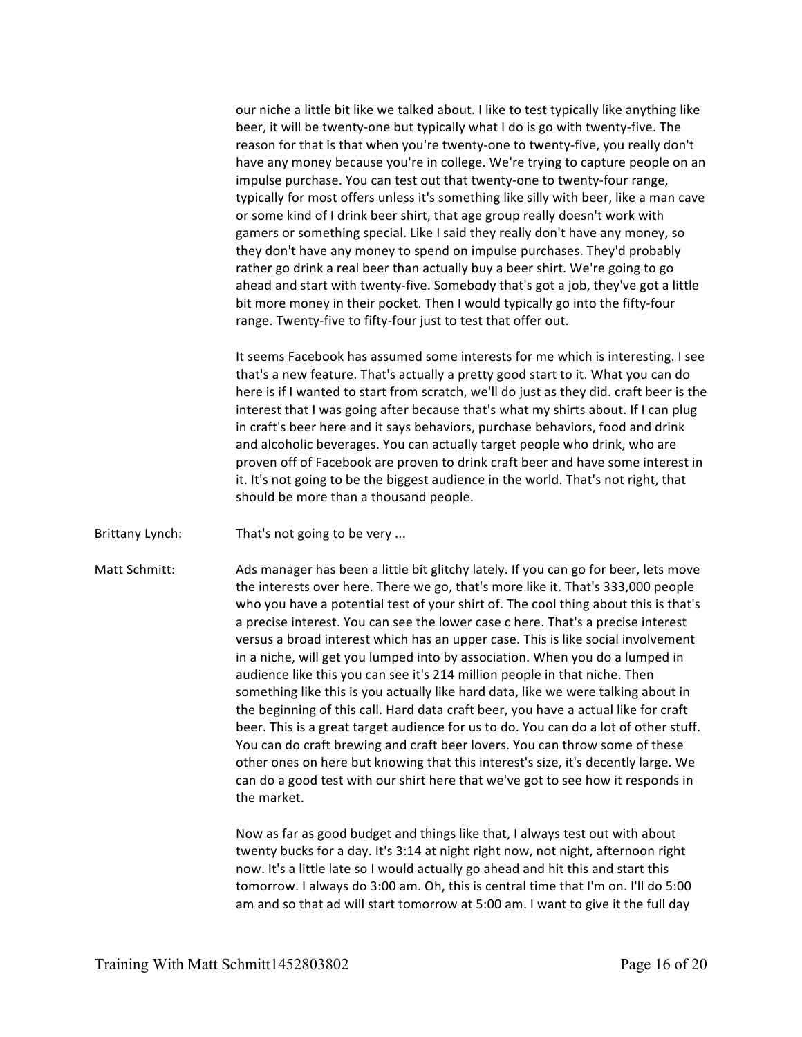our niche a little bit like we talked about. I like to test typically like anything like beer, it will be twenty-one but typically what I do is go with twenty-five. The reason for that is that when you're twenty-one to twenty-five, you really don't have any money because you're in college. We're trying to capture people on an impulse purchase. You can test out that twenty-one to twenty-four range, typically for most offers unless it's something like silly with beer, like a man cave or some kind of I drink beer shirt, that age group really doesn't work with gamers or something special. Like I said they really don't have any money, so they don't have any money to spend on impulse purchases. They'd probably rather go drink a real beer than actually buy a beer shirt. We're going to go ahead and start with twenty-five. Somebody that's got a job, they've got a little bit more money in their pocket. Then I would typically go into the fifty-four range. Twenty-five to fifty-four just to test that offer out.

It seems Facebook has assumed some interests for me which is interesting. I see that's a new feature. That's actually a pretty good start to it. What you can do here is if I wanted to start from scratch, we'll do just as they did. craft beer is the interest that I was going after because that's what my shirts about. If I can plug in craft's beer here and it says behaviors, purchase behaviors, food and drink and alcoholic beverages. You can actually target people who drink, who are proven off of Facebook are proven to drink craft beer and have some interest in it. It's not going to be the biggest audience in the world. That's not right, that should be more than a thousand people.

Brittany Lynch: That's not going to be very ...

Matt Schmitt: Ads manager has been a little bit glitchy lately. If you can go for beer, lets move the interests over here. There we go, that's more like it. That's 333,000 people who you have a potential test of your shirt of. The cool thing about this is that's a precise interest. You can see the lower case c here. That's a precise interest versus a broad interest which has an upper case. This is like social involvement in a niche, will get you lumped into by association. When you do a lumped in audience like this you can see it's 214 million people in that niche. Then something like this is you actually like hard data, like we were talking about in the beginning of this call. Hard data craft beer, you have a actual like for craft beer. This is a great target audience for us to do. You can do a lot of other stuff. You can do craft brewing and craft beer lovers. You can throw some of these other ones on here but knowing that this interest's size, it's decently large. We can do a good test with our shirt here that we've got to see how it responds in the market.

Now as far as good budget and things like that, I always test out with about twenty bucks for a day. It's 3:14 at night right now, not night, afternoon right now. It's a little late so I would actually go ahead and hit this and start this tomorrow. I always do 3:00 am. Oh, this is central time that I'm on. I'll do 5:00 am and so that ad will start tomorrow at 5:00 am. I want to give it the full day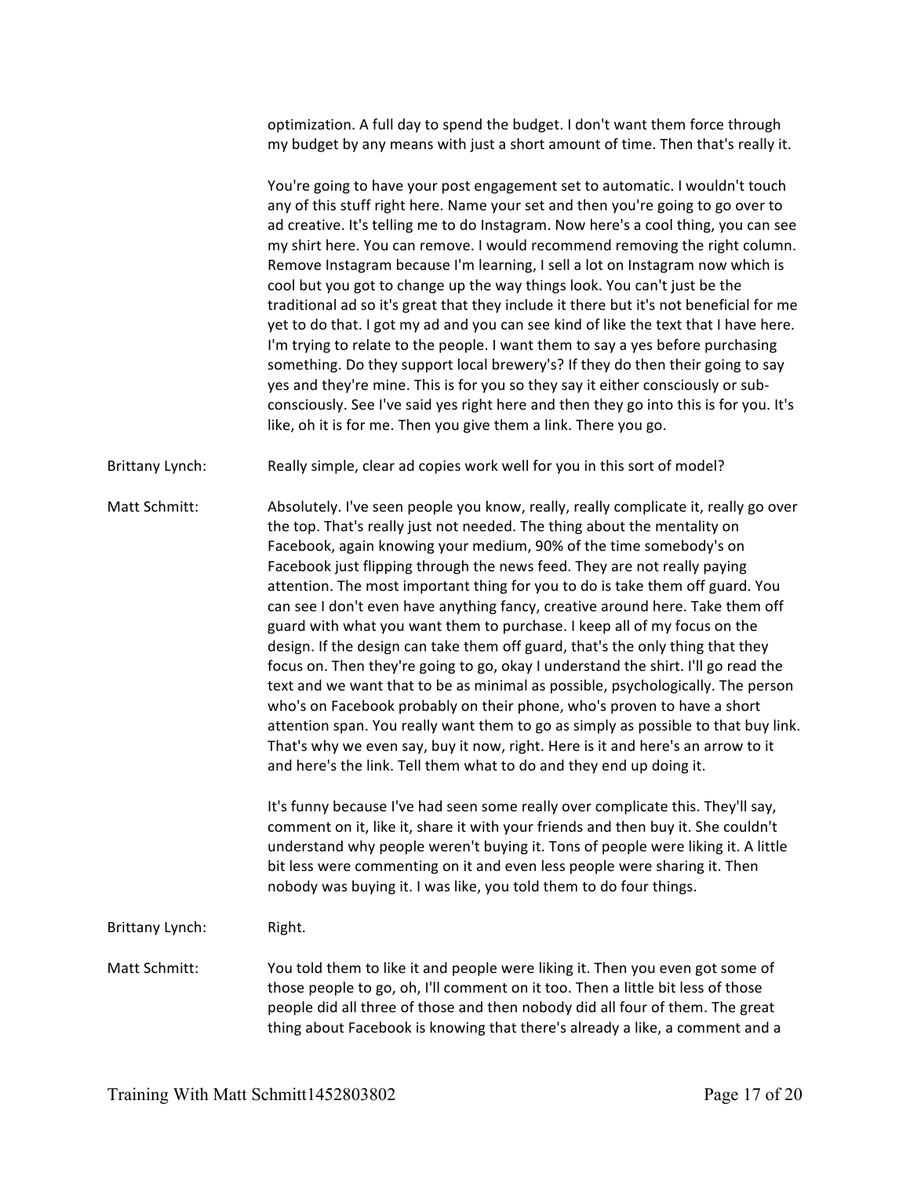optimization. A full day to spend the budget. I don't want them force through my budget by any means with just a short amount of time. Then that's really it.

You're going to have your post engagement set to automatic. I wouldn't touch any of this stuff right here. Name your set and then you're going to go over to ad creative. It's telling me to do Instagram. Now here's a cool thing, you can see my shirt here. You can remove. I would recommend removing the right column. Remove Instagram because I'm learning, I sell a lot on Instagram now which is cool but you got to change up the way things look. You can't just be the traditional ad so it's great that they include it there but it's not beneficial for me yet to do that. I got my ad and you can see kind of like the text that I have here. I'm trying to relate to the people. I want them to say a yes before purchasing something. Do they support local brewery's? If they do then their going to say yes and they're mine. This is for you so they say it either consciously or sub-consciously. See I've said yes right here and then they go into this is for you. It's like, oh it is for me. Then you give them a link. There you go.

**Brittany Lynch:** Really simple, clear ad copies work well for you in this sort of model?

**Matt Schmitt:** Absolutely. I've seen people you know, really, really complicate it, really go over the top. That's really just not needed. The thing about the mentality on Facebook, again knowing your medium, 90% of the time somebody's on Facebook just flipping through the news feed. They are not really paying attention. The most important thing for you to do is take them off guard. You can see I don't even have anything fancy, creative around here. Take them off guard with what you want them to purchase. I keep all of my focus on the design. If the design can take them off guard, that's the only thing that they focus on. Then they're going to go, okay I understand the shirt. I'll go read the text and we want that to be as minimal as possible, psychologically. The person who's on Facebook probably on their phone, who's proven to have a short attention span. You really want them to go as simply as possible to that buy link. That's why we even say, buy it now, right. Here is it and here's an arrow to it and here's the link. Tell them what to do and they end up doing it.

It's funny because I've had seen some really over complicate this. They'll say, comment on it, like it, share it with your friends and then buy it. She couldn't understand why people weren't buying it. Tons of people were liking it. A little bit less were commenting on it and even less people were sharing it. Then nobody was buying it. I was like, you told them to do four things.

**Brittany Lynch:** Right.

**Matt Schmitt:** You told them to like it and people were liking it. Then you even got some of those people to go, oh, I'll comment on it too. Then a little bit less of those people did all three of those and then nobody did all four of them. The great thing about Facebook is knowing that there's already a like, a comment and a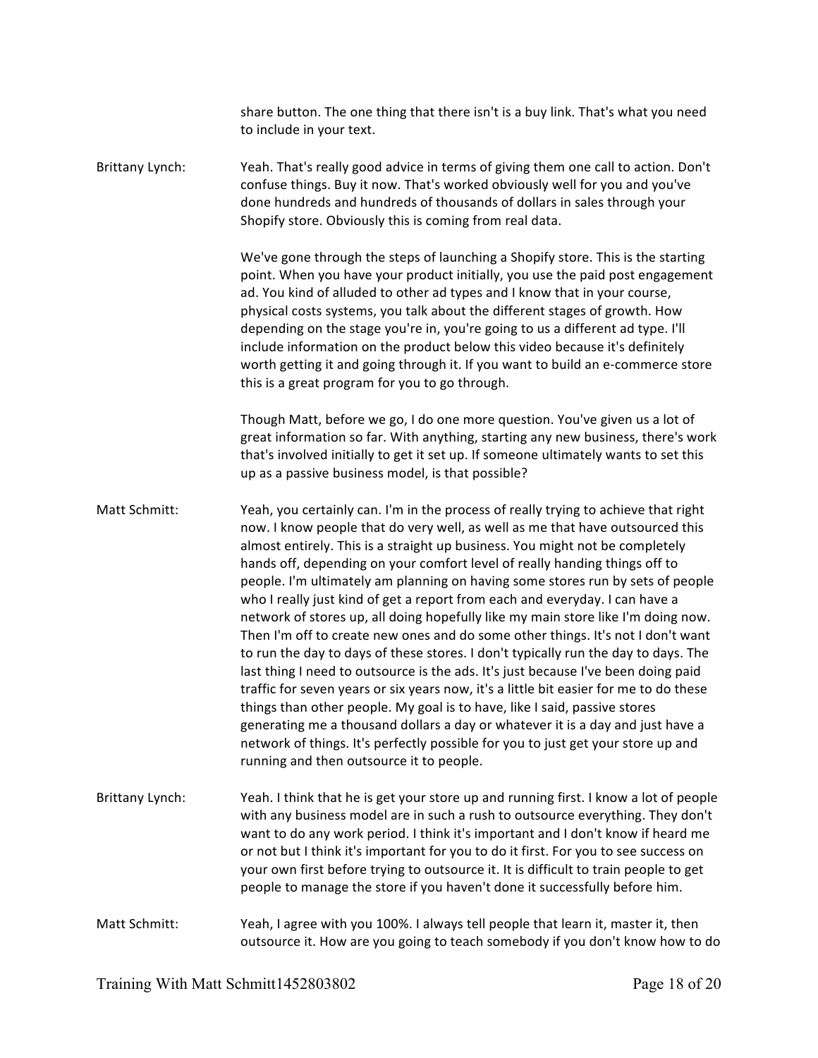share button. The one thing that there isn't is a buy link. That's what you need to include in your text.

**Brittany Lynch:** Yeah. That's really good advice in terms of giving them one call to action. Don't confuse things. Buy it now. That's worked obviously well for you and you've done hundreds and hundreds of thousands of dollars in sales through your Shopify store. Obviously this is coming from real data.

We've gone through the steps of launching a Shopify store. This is the starting point. When you have your product initially, you use the paid post engagement ad. You kind of alluded to other ad types and I know that in your course, physical costs systems, you talk about the different stages of growth. How depending on the stage you're in, you're going to us a different ad type. I'll include information on the product below this video because it's definitely worth getting it and going through it. If you want to build an e-commerce store this is a great program for you to go through.

Though Matt, before we go, I do one more question. You've given us a lot of great information so far. With anything, starting any new business, there's work that's involved initially to get it set up. If someone ultimately wants to set this up as a passive business model, is that possible?

**Matt Schmitt:** Yeah, you certainly can. I'm in the process of really trying to achieve that right now. I know people that do very well, as well as me that have outsourced this almost entirely. This is a straight up business. You might not be completely hands off, depending on your comfort level of really handing things off to people. I'm ultimately am planning on having some stores run by sets of people who I really just kind of get a report from each and everyday. I can have a network of stores up, all doing hopefully like my main store like I'm doing now. Then I'm off to create new ones and do some other things. It's not I don't want to run the day to days of these stores. I don't typically run the day to days. The last thing I need to outsource is the ads. It's just because I've been doing paid traffic for seven years or six years now, it's a little bit easier for me to do these things than other people. My goal is to have, like I said, passive stores generating me a thousand dollars a day or whatever it is a day and just have a network of things. It's perfectly possible for you to just get your store up and running and then outsource it to people.

**Brittany Lynch:** Yeah. I think that he is get your store up and running first. I know a lot of people with any business model are in such a rush to outsource everything. They don't want to do any work period. I think it's important and I don't know if heard me or not but I think it's important for you to do it first. For you to see success on your own first before trying to outsource it. It is difficult to train people to get people to manage the store if you haven't done it successfully before him.

**Matt Schmitt:** Yeah, I agree with you 100%. I always tell people that learn it, master it, then outsource it. How are you going to teach somebody if you don't know how to do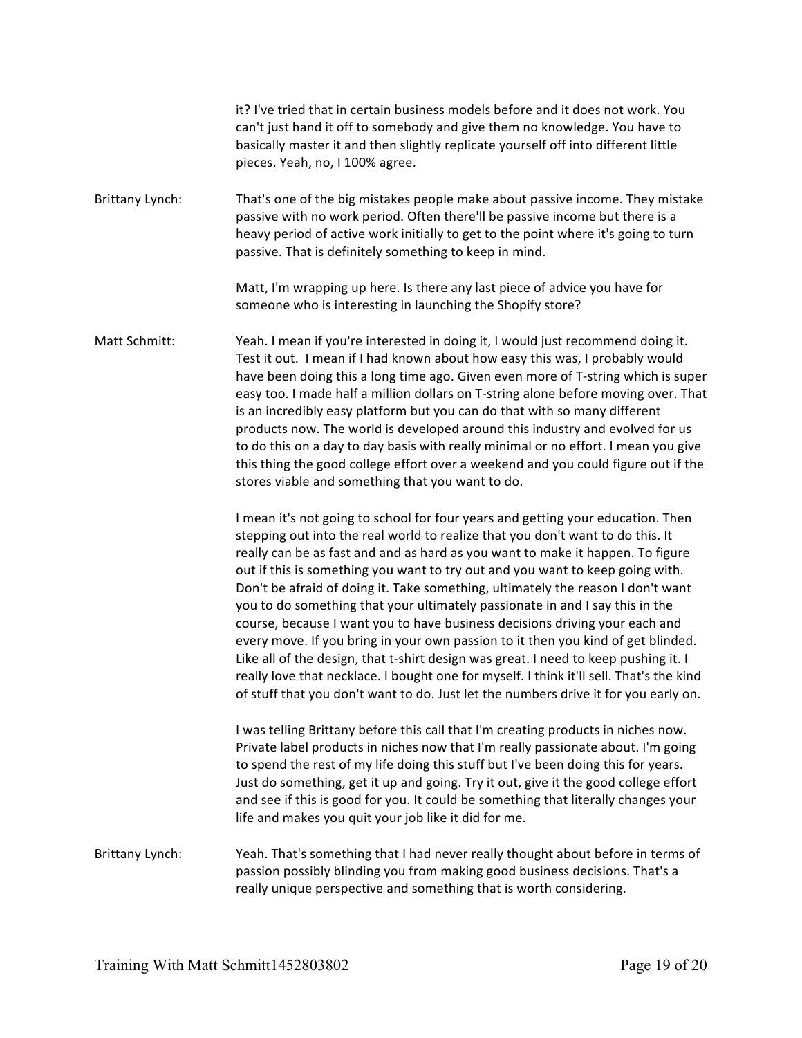it? I've tried that in certain business models before and it does not work. You can't just hand it off to somebody and give them no knowledge. You have to basically master it and then slightly replicate yourself off into different little pieces. Yeah, no, I 100% agree.

**Brittany Lynch:** That's one of the big mistakes people make about passive income. They mistake passive with no work period. Often there'll be passive income but there is a heavy period of active work initially to get to the point where it's going to turn passive. That is definitely something to keep in mind.

Matt, I'm wrapping up here. Is there any last piece of advice you have for someone who is interesting in launching the Shopify store?

**Matt Schmitt:** Yeah. I mean if you're interested in doing it, I would just recommend doing it. Test it out. I mean if I had known about how easy this was, I probably would have been doing this a long time ago. Given even more of T-string which is super easy too. I made half a million dollars on T-string alone before moving over. That is an incredibly easy platform but you can do that with so many different products now. The world is developed around this industry and evolved for us to do this on a day to day basis with really minimal or no effort. I mean you give this thing the good college effort over a weekend and you could figure out if the stores viable and something that you want to do.

I mean it's not going to school for four years and getting your education. Then stepping out into the real world to realize that you don't want to do this. It really can be as fast and and as hard as you want to make it happen. To figure out if this is something you want to try out and you want to keep going with. Don't be afraid of doing it. Take something, ultimately the reason I don't want you to do something that your ultimately passionate in and I say this in the course, because I want you to have business decisions driving your each and every move. If you bring in your own passion to it then you kind of get blinded. Like all of the design, that t-shirt design was great. I need to keep pushing it. I really love that necklace. I bought one for myself. I think it'll sell. That's the kind of stuff that you don't want to do. Just let the numbers drive it for you early on.

I was telling Brittany before this call that I'm creating products in niches now. Private label products in niches now that I'm really passionate about. I'm going to spend the rest of my life doing this stuff but I've been doing this for years. Just do something, get it up and going. Try it out, give it the good college effort and see if this is good for you. It could be something that literally changes your life and makes you quit your job like it did for me.

**Brittany Lynch:** Yeah. That's something that I had never really thought about before in terms of passion possibly blinding you from making good business decisions. That's a really unique perspective and something that is worth considering.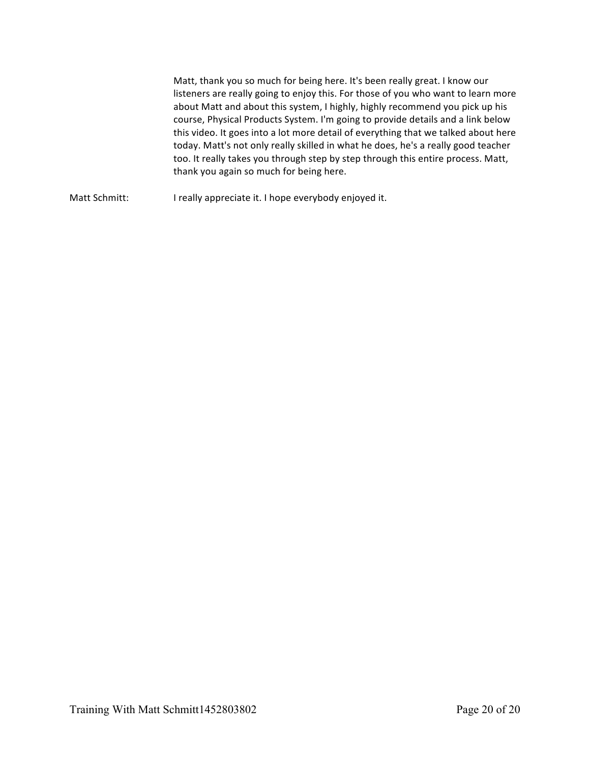Matt, thank you so much for being here. It's been really great. I know our listeners are really going to enjoy this. For those of you who want to learn more about Matt and about this system, I highly, highly recommend you pick up his course, Physical Products System. I'm going to provide details and a link below this video. It goes into a lot more detail of everything that we talked about here today. Matt's not only really skilled in what he does, he's a really good teacher too. It really takes you through step by step through this entire process. Matt, thank you again so much for being here.

Matt Schmitt: I really appreciate it. I hope everybody enjoyed it.